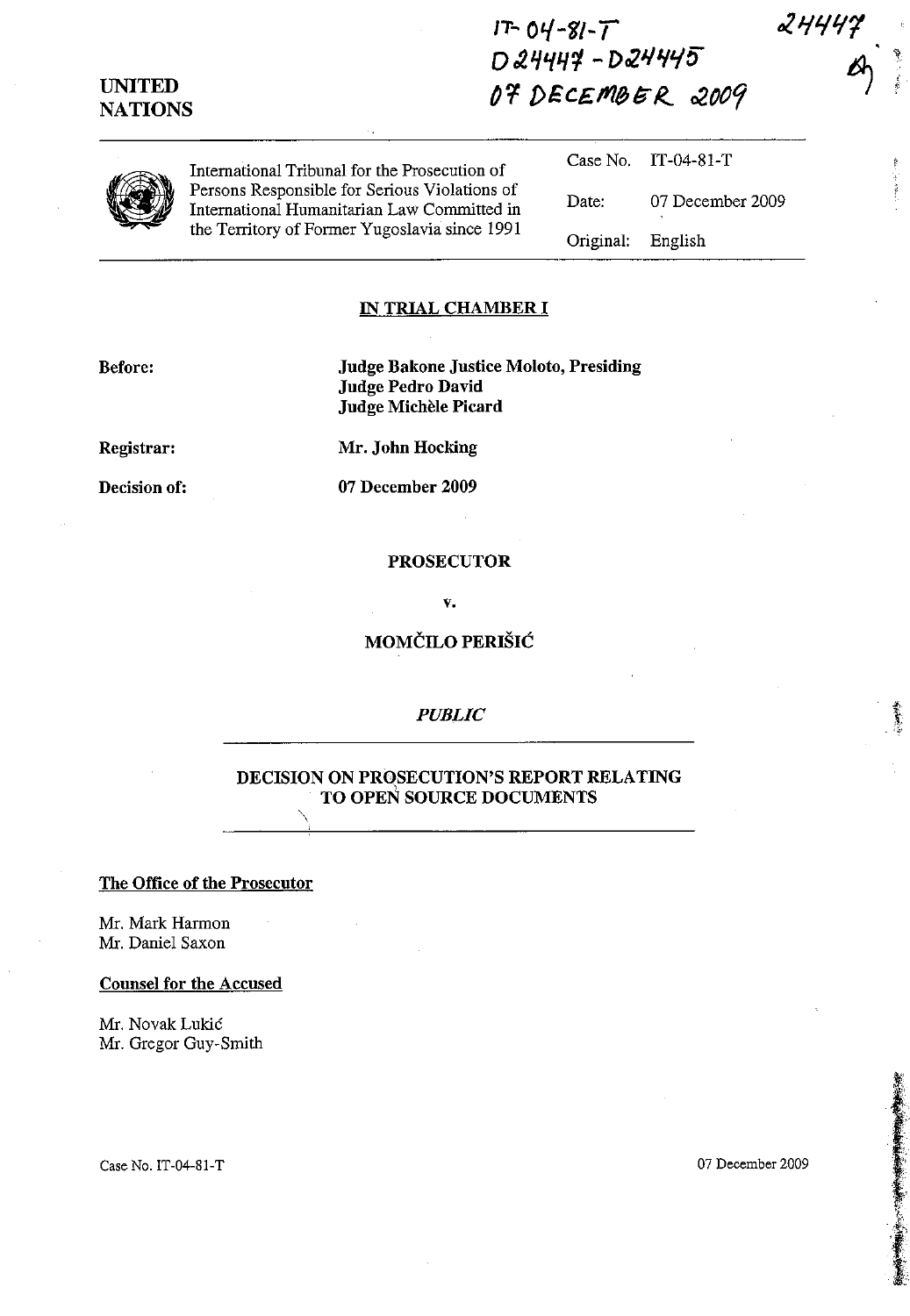IT-04-81-T
D24447 - D24445
07 DECEMBER 2009

24447

UNITED NATIONS

International Tribunal for the Prosecution of Persons Responsible for Serious Violations of International Humanitarian Law Committed in the Territory of Former Yugoslavia since 1991

| | |
|---|---|
| Case No. | IT-04-81-T |
| Date: | 07 December 2009 |
| Original: | English |

**IN TRIAL CHAMBER I**

**Before:** **Judge Bakone Justice Moloto, Presiding**
**Judge Pedro David**
**Judge Michèle Picard**

**Registrar:** **Mr. John Hocking**

**Decision of:** **07 December 2009**

**PROSECUTOR**

**v.**

**MOMČILO PERIŠIĆ**

***PUBLIC***

**DECISION ON PROSECUTION'S REPORT RELATING TO OPEN SOURCE DOCUMENTS**

**The Office of the Prosecutor**

Mr. Mark Harmon
Mr. Daniel Saxon

**Counsel for the Accused**

Mr. Novak Lukić
Mr. Gregor Guy-Smith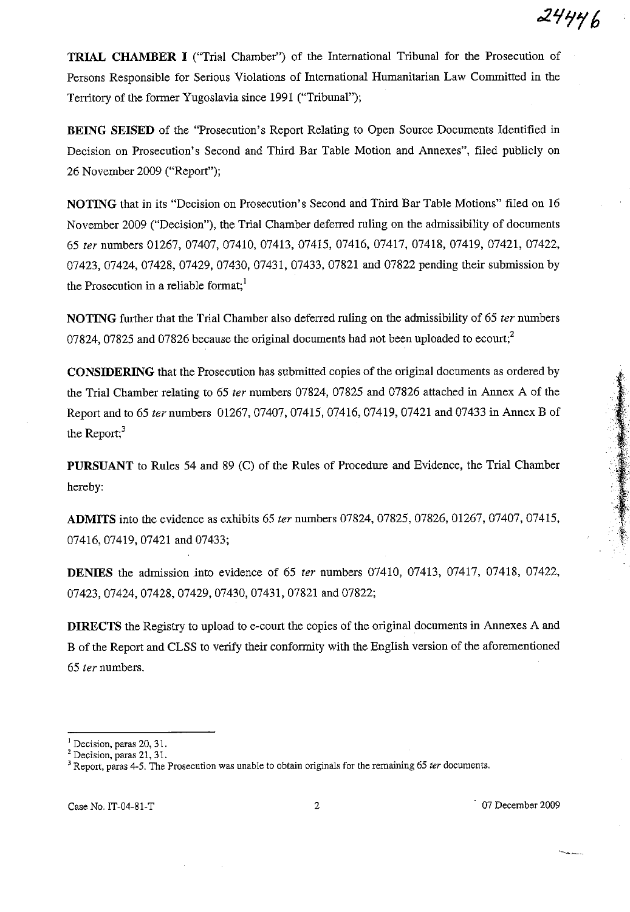**TRIAL CHAMBER I** ("Trial Chamber") of the International Tribunal for the Prosecution of Persons Responsible for Serious Violations of International Humanitarian Law Committed in the Territory of the former Yugoslavia since 1991 ("Tribunal");

**BEING SEISED** of the "Prosecution's Report Relating to Open Source Documents Identified in Decision on Prosecution's Second and Third Bar Table Motion and Annexes", filed publicly on 26 November 2009 ("Report");

**NOTING** that in its "Decision on Prosecution's Second and Third Bar Table Motions" filed on 16 November 2009 ("Decision"), the Trial Chamber deferred ruling on the admissibility of documents 65 *ter* numbers 01267, 07407, 07410, 07413, 07415, 07416, 07417, 07418, 07419, 07421, 07422, 07423, 07424, 07428, 07429, 07430, 07431, 07433, 07821 and 07822 pending their submission by the Prosecution in a reliable format;[1]

**NOTING** further that the Trial Chamber also deferred ruling on the admissibility of 65 *ter* numbers 07824, 07825 and 07826 because the original documents had not been uploaded to ecourt;[2]

**CONSIDERING** that the Prosecution has submitted copies of the original documents as ordered by the Trial Chamber relating to 65 *ter* numbers 07824, 07825 and 07826 attached in Annex A of the Report and to 65 *ter* numbers 01267, 07407, 07415, 07416, 07419, 07421 and 07433 in Annex B of the Report;[3]

**PURSUANT** to Rules 54 and 89 (C) of the Rules of Procedure and Evidence, the Trial Chamber hereby:

**ADMITS** into the evidence as exhibits 65 *ter* numbers 07824, 07825, 07826, 01267, 07407, 07415, 07416, 07419, 07421 and 07433;

**DENIES** the admission into evidence of 65 *ter* numbers 07410, 07413, 07417, 07418, 07422, 07423, 07424, 07428, 07429, 07430, 07431, 07821 and 07822;

**DIRECTS** the Registry to upload to e-court the copies of the original documents in Annexes A and B of the Report and CLSS to verify their conformity with the English version of the aforementioned 65 *ter* numbers.

---

[1] Decision, paras 20, 31.

[2] Decision, paras 21, 31.

[3] Report, paras 4-5. The Prosecution was unable to obtain originals for the remaining 65 *ter* documents.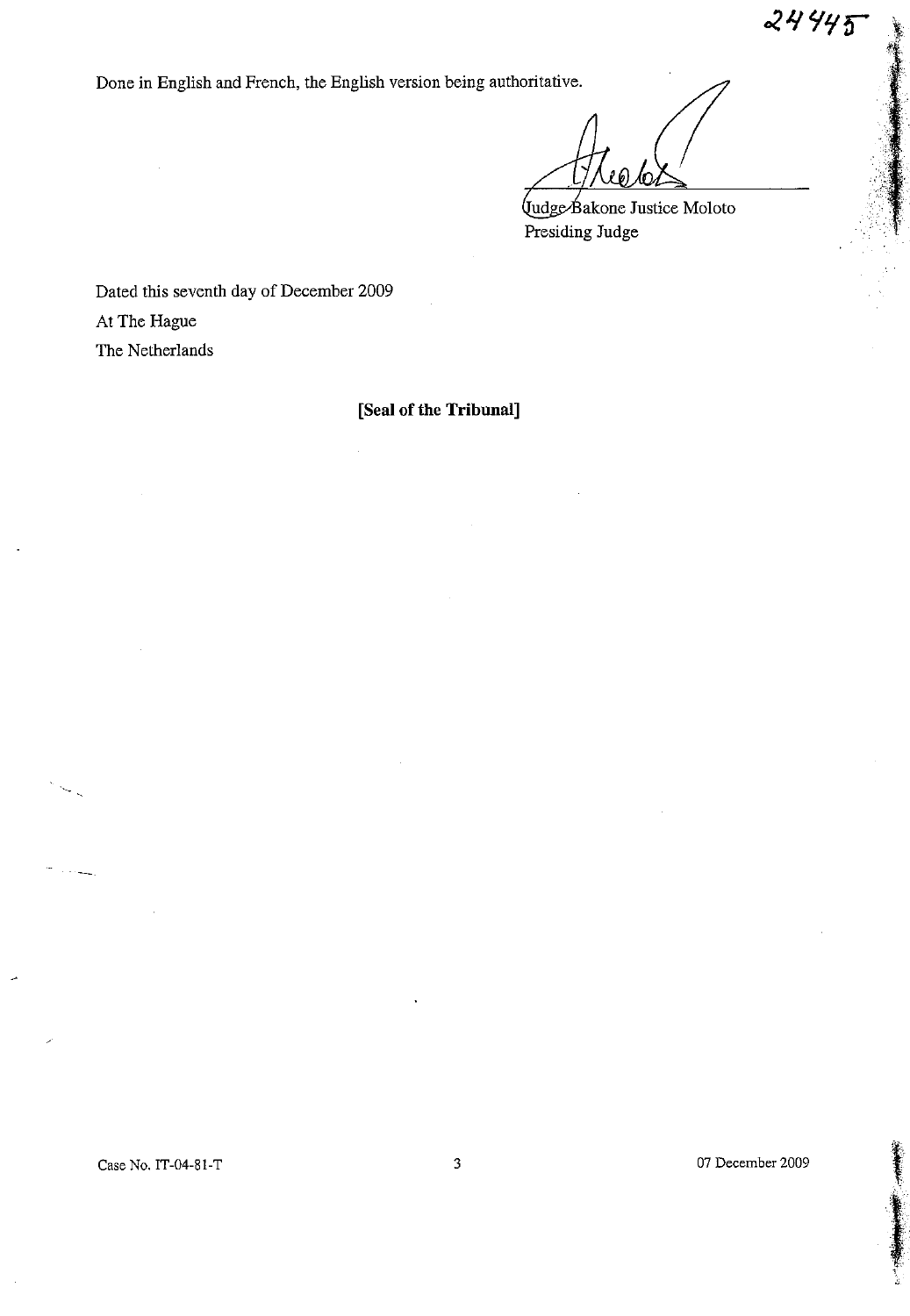Done in English and French, the English version being authoritative.

Judge Bakone Justice Moloto
Presiding Judge

Dated this seventh day of December 2009
At The Hague
The Netherlands

**[Seal of the Tribunal]**